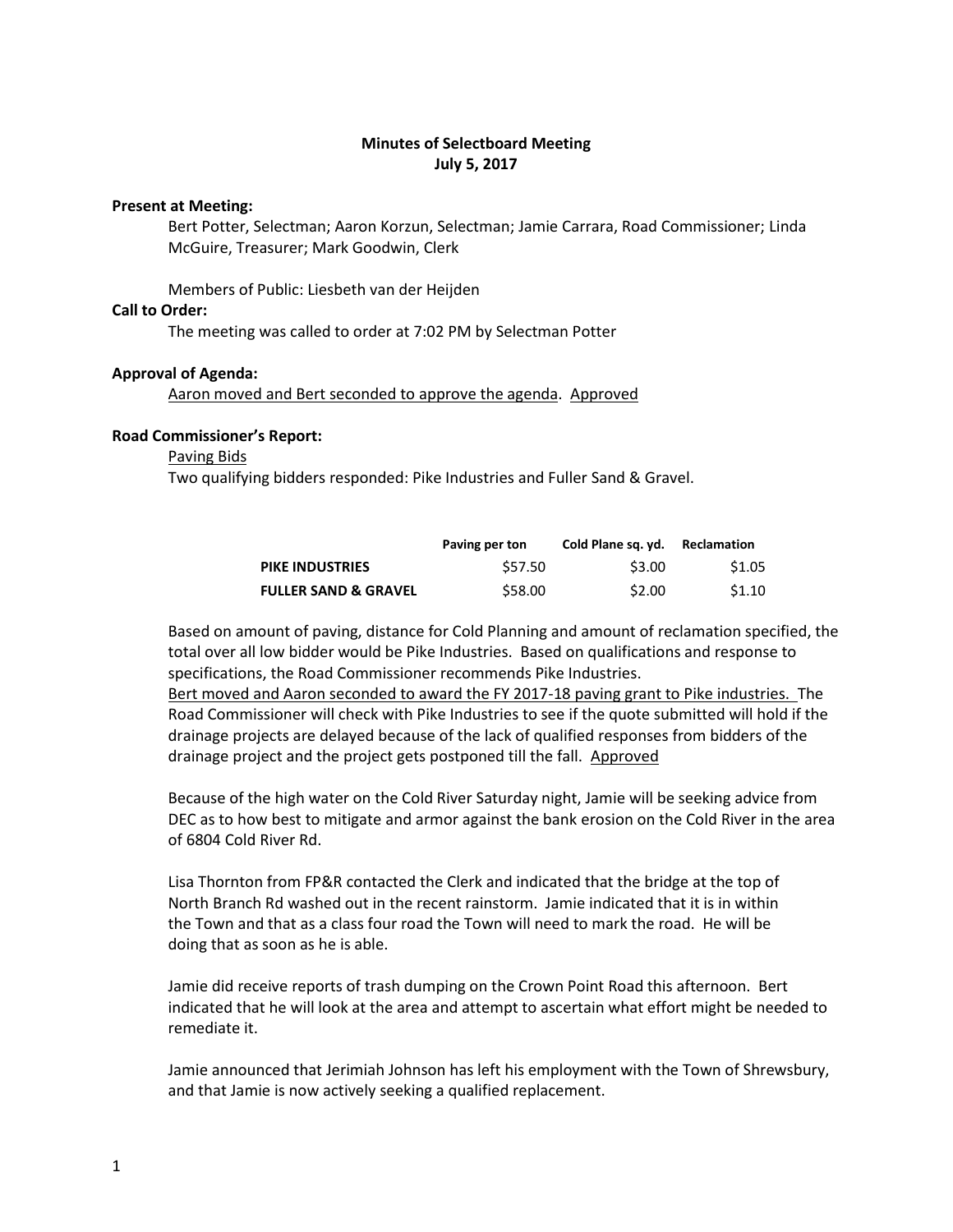# Minutes of Selectboard Meeting
## July 5, 2017

**Present at Meeting:**

Bert Potter, Selectman; Aaron Korzun, Selectman; Jamie Carrara, Road Commissioner; Linda McGuire, Treasurer; Mark Goodwin, Clerk

Members of Public: Liesbeth van der Heijden

**Call to Order:**

The meeting was called to order at 7:02 PM by Selectman Potter

**Approval of Agenda:**

Aaron moved and Bert seconded to approve the agenda. Approved

**Road Commissioner's Report:**

Paving Bids

Two qualifying bidders responded: Pike Industries and Fuller Sand & Gravel.

| | Paving per ton | Cold Plane sq. yd. | Reclamation |
|---|---|---|---|
| **PIKE INDUSTRIES** | $57.50 | $3.00 | $1.05 |
| **FULLER SAND & GRAVEL** | $58.00 | $2.00 | $1.10 |

Based on amount of paving, distance for Cold Planning and amount of reclamation specified, the total over all low bidder would be Pike Industries. Based on qualifications and response to specifications, the Road Commissioner recommends Pike Industries.

Bert moved and Aaron seconded to award the FY 2017-18 paving grant to Pike industries. The Road Commissioner will check with Pike Industries to see if the quote submitted will hold if the drainage projects are delayed because of the lack of qualified responses from bidders of the drainage project and the project gets postponed till the fall. Approved

Because of the high water on the Cold River Saturday night, Jamie will be seeking advice from DEC as to how best to mitigate and armor against the bank erosion on the Cold River in the area of 6804 Cold River Rd.

Lisa Thornton from FP&R contacted the Clerk and indicated that the bridge at the top of North Branch Rd washed out in the recent rainstorm. Jamie indicated that it is in within the Town and that as a class four road the Town will need to mark the road. He will be doing that as soon as he is able.

Jamie did receive reports of trash dumping on the Crown Point Road this afternoon. Bert indicated that he will look at the area and attempt to ascertain what effort might be needed to remediate it.

Jamie announced that Jerimiah Johnson has left his employment with the Town of Shrewsbury, and that Jamie is now actively seeking a qualified replacement.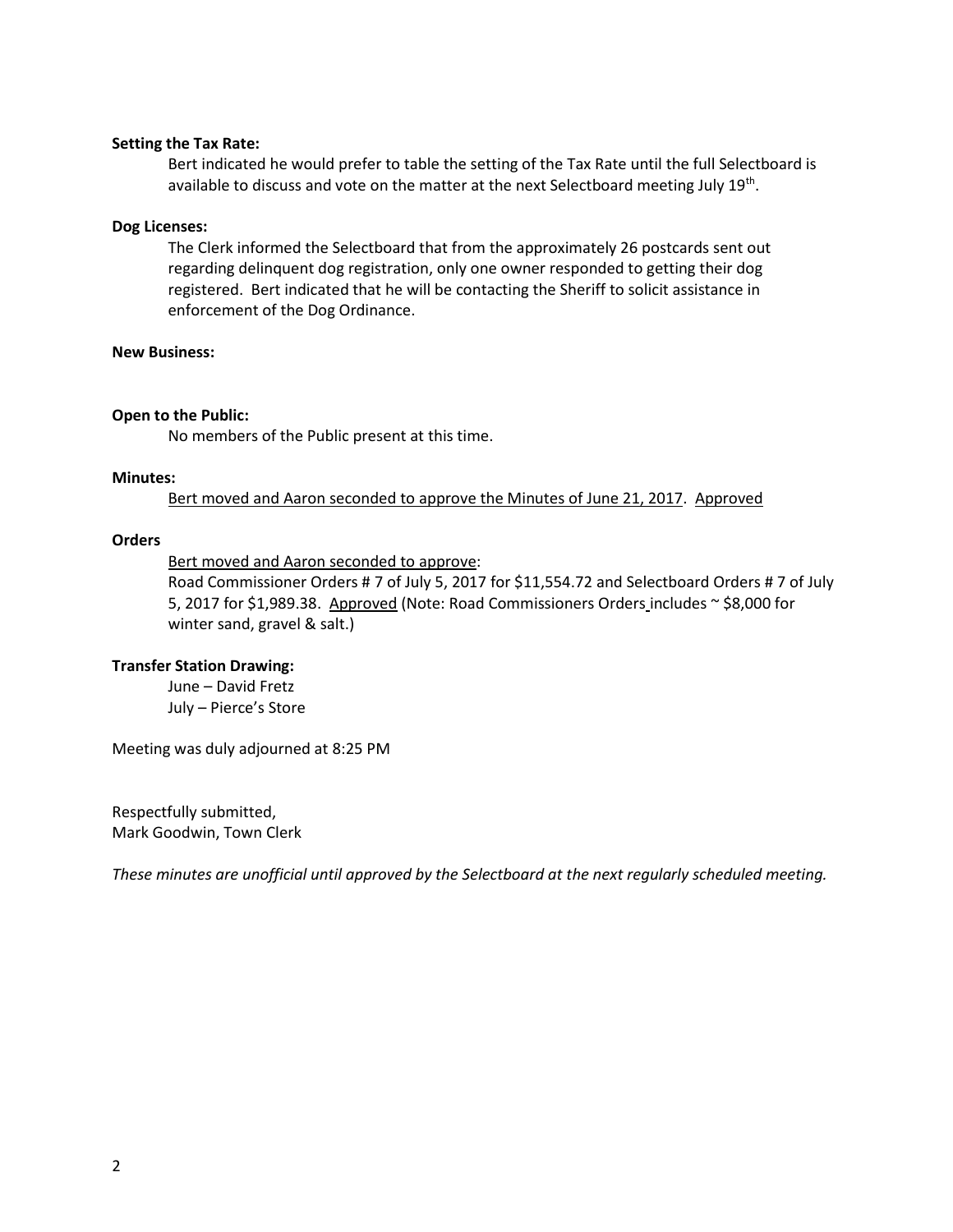**Setting the Tax Rate:**

Bert indicated he would prefer to table the setting of the Tax Rate until the full Selectboard is available to discuss and vote on the matter at the next Selectboard meeting July 19th.

**Dog Licenses:**

The Clerk informed the Selectboard that from the approximately 26 postcards sent out regarding delinquent dog registration, only one owner responded to getting their dog registered. Bert indicated that he will be contacting the Sheriff to solicit assistance in enforcement of the Dog Ordinance.

**New Business:**

**Open to the Public:**

No members of the Public present at this time.

**Minutes:**

Bert moved and Aaron seconded to approve the Minutes of June 21, 2017. Approved

**Orders**

Bert moved and Aaron seconded to approve:
Road Commissioner Orders # 7 of July 5, 2017 for $11,554.72 and Selectboard Orders # 7 of July 5, 2017 for $1,989.38. Approved (Note: Road Commissioners Orders includes ~ $8,000 for winter sand, gravel & salt.)

**Transfer Station Drawing:**

June – David Fretz
July – Pierce's Store

Meeting was duly adjourned at 8:25 PM

Respectfully submitted,
Mark Goodwin, Town Clerk

*These minutes are unofficial until approved by the Selectboard at the next regularly scheduled meeting.*